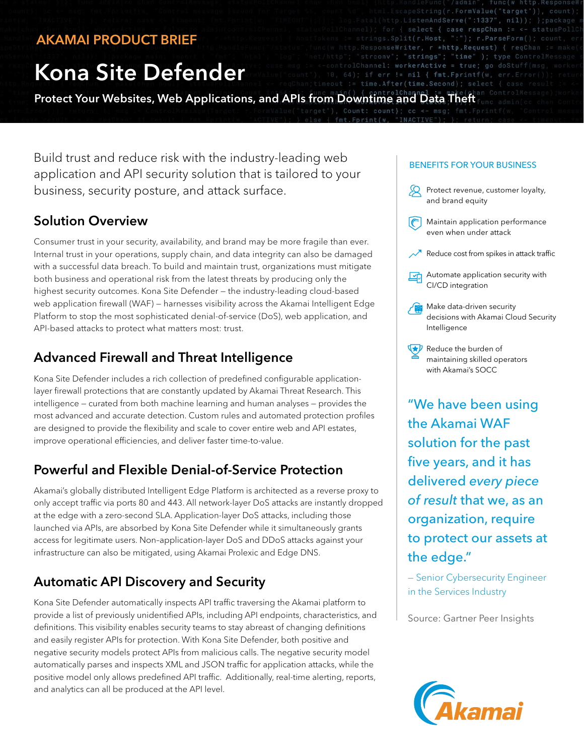AKAMAI PRODUCT BRIEF

# Kona Site Defender

**Protect Your Websites, Web Applications, and APIs from Downtime and Data Theft**

Build trust and reduce risk with the industry-leading web application and API security solution that is tailored to your business, security posture, and attack surface.

## Solution Overview

Consumer trust in your security, availability, and brand may be more fragile than ever. Internal trust in your operations, supply chain, and data integrity can also be damaged with a successful data breach. To build and maintain trust, organizations must mitigate both business and operational risk from the latest threats by producing only the highest security outcomes. Kona Site Defender – the industry-leading cloud-based web application firewall (WAF) – harnesses visibility across the Akamai Intelligent Edge Platform to stop the most sophisticated denial-of-service (DoS), web application, and API-based attacks to protect what matters most: trust.

## Advanced Firewall and Threat Intelligence

Kona Site Defender includes a rich collection of predefined configurable application-layer firewall protections that are constantly updated by Akamai Threat Research. This intelligence – curated from both machine learning and human analyses – provides the most advanced and accurate detection. Custom rules and automated protection profiles are designed to provide the flexibility and scale to cover entire web and API estates, improve operational efficiencies, and deliver faster time-to-value.

## Powerful and Flexible Denial-of-Service Protection

Akamai's globally distributed Intelligent Edge Platform is architected as a reverse proxy to only accept traffic via ports 80 and 443. All network-layer DoS attacks are instantly dropped at the edge with a zero-second SLA. Application-layer DoS attacks, including those launched via APIs, are absorbed by Kona Site Defender while it simultaneously grants access for legitimate users. Non–application-layer DoS and DDoS attacks against your infrastructure can also be mitigated, using Akamai Prolexic and Edge DNS.

## Automatic API Discovery and Security

Kona Site Defender automatically inspects API traffic traversing the Akamai platform to provide a list of previously unidentified APIs, including API endpoints, characteristics, and definitions. This visibility enables security teams to stay abreast of changing definitions and easily register APIs for protection. With Kona Site Defender, both positive and negative security models protect APIs from malicious calls. The negative security model automatically parses and inspects XML and JSON traffic for application attacks, while the positive model only allows predefined API traffic. Additionally, real-time alerting, reports, and analytics can all be produced at the API level.

### BENEFITS FOR YOUR BUSINESS

- Protect revenue, customer loyalty, and brand equity
- Maintain application performance even when under attack
- Reduce cost from spikes in attack traffic
- Automate application security with CI/CD integration
- Make data-driven security decisions with Akamai Cloud Security Intelligence
- Reduce the burden of maintaining skilled operators with Akamai's SOCC

"We have been using the Akamai WAF solution for the past five years, and it has delivered *every piece of result* that we, as an organization, require to protect our assets at the edge."

– Senior Cybersecurity Engineer in the Services Industry

Source: Gartner Peer Insights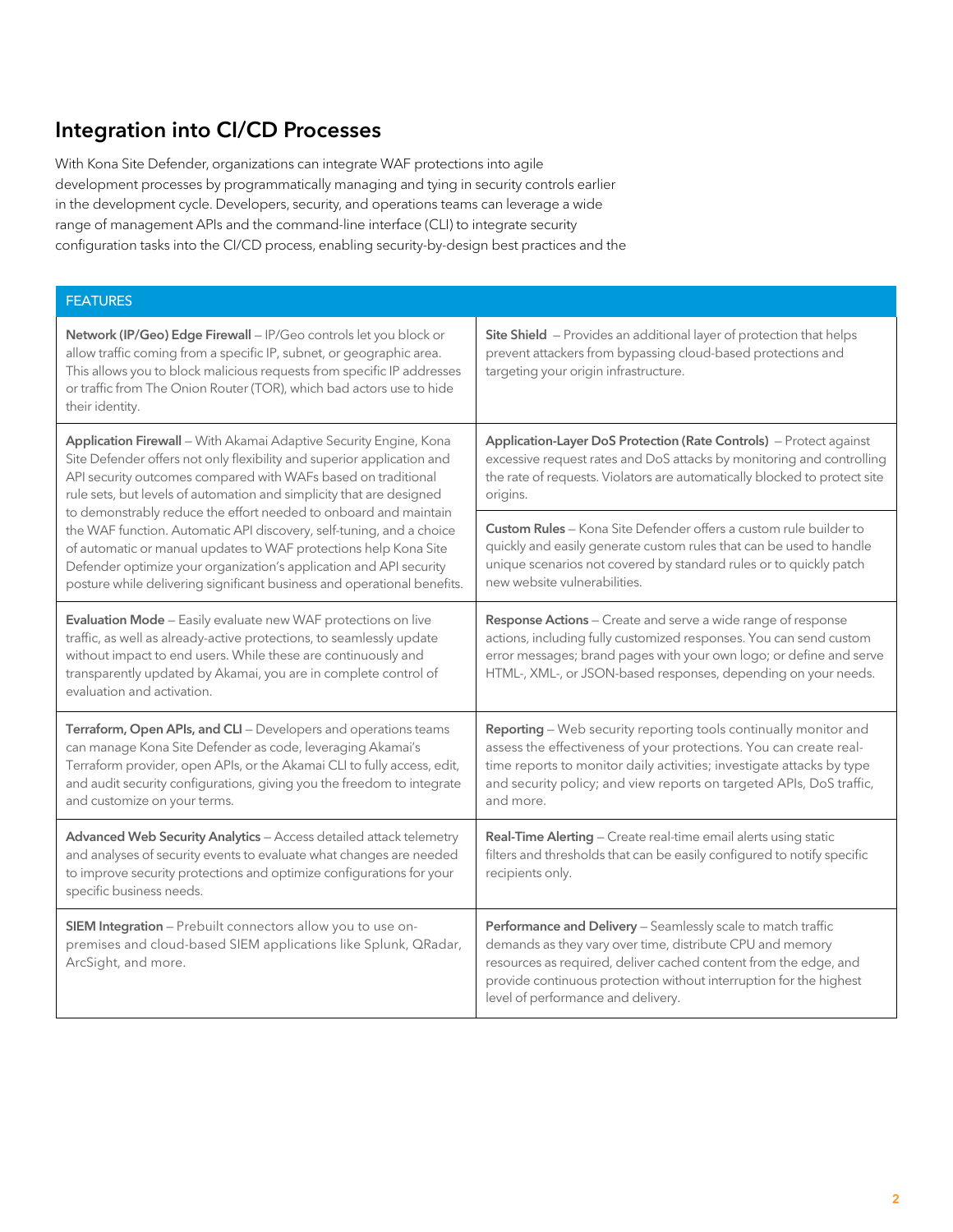## Integration into CI/CD Processes

With Kona Site Defender, organizations can integrate WAF protections into agile development processes by programmatically managing and tying in security controls earlier in the development cycle. Developers, security, and operations teams can leverage a wide range of management APIs and the command-line interface (CLI) to integrate security configuration tasks into the CI/CD process, enabling security-by-design best practices and the

| FEATURES | |
|---|---|
| **Network (IP/Geo) Edge Firewall** – IP/Geo controls let you block or allow traffic coming from a specific IP, subnet, or geographic area. This allows you to block malicious requests from specific IP addresses or traffic from The Onion Router (TOR), which bad actors use to hide their identity. | **Site Shield** – Provides an additional layer of protection that helps prevent attackers from bypassing cloud-based protections and targeting your origin infrastructure. |
| **Application Firewall** – With Akamai Adaptive Security Engine, Kona Site Defender offers not only flexibility and superior application and API security outcomes compared with WAFs based on traditional rule sets, but levels of automation and simplicity that are designed to demonstrably reduce the effort needed to onboard and maintain the WAF function. Automatic API discovery, self-tuning, and a choice of automatic or manual updates to WAF protections help Kona Site Defender optimize your organization's application and API security posture while delivering significant business and operational benefits. | **Application-Layer DoS Protection (Rate Controls)** – Protect against excessive request rates and DoS attacks by monitoring and controlling the rate of requests. Violators are automatically blocked to protect site origins.<br><br>**Custom Rules** – Kona Site Defender offers a custom rule builder to quickly and easily generate custom rules that can be used to handle unique scenarios not covered by standard rules or to quickly patch new website vulnerabilities. |
| **Evaluation Mode** – Easily evaluate new WAF protections on live traffic, as well as already-active protections, to seamlessly update without impact to end users. While these are continuously and transparently updated by Akamai, you are in complete control of evaluation and activation. | **Response Actions** – Create and serve a wide range of response actions, including fully customized responses. You can send custom error messages; brand pages with your own logo; or define and serve HTML-, XML-, or JSON-based responses, depending on your needs. |
| **Terraform, Open APIs, and CLI** – Developers and operations teams can manage Kona Site Defender as code, leveraging Akamai's Terraform provider, open APIs, or the Akamai CLI to fully access, edit, and audit security configurations, giving you the freedom to integrate and customize on your terms. | **Reporting** – Web security reporting tools continually monitor and assess the effectiveness of your protections. You can create real-time reports to monitor daily activities; investigate attacks by type and security policy; and view reports on targeted APIs, DoS traffic, and more. |
| **Advanced Web Security Analytics** – Access detailed attack telemetry and analyses of security events to evaluate what changes are needed to improve security protections and optimize configurations for your specific business needs. | **Real-Time Alerting** – Create real-time email alerts using static filters and thresholds that can be easily configured to notify specific recipients only. |
| **SIEM Integration** – Prebuilt connectors allow you to use on-premises and cloud-based SIEM applications like Splunk, QRadar, ArcSight, and more. | **Performance and Delivery** – Seamlessly scale to match traffic demands as they vary over time, distribute CPU and memory resources as required, deliver cached content from the edge, and provide continuous protection without interruption for the highest level of performance and delivery. |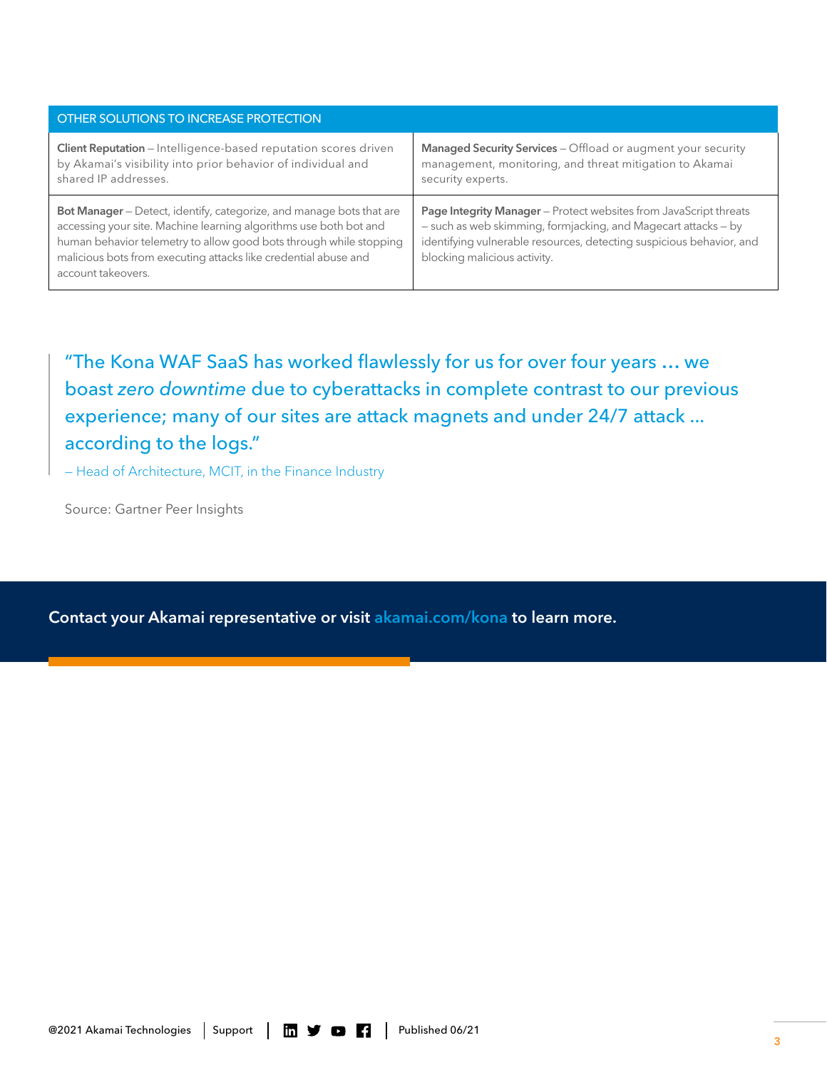| OTHER SOLUTIONS TO INCREASE PROTECTION | |
|---|---|
| **Client Reputation** – Intelligence-based reputation scores driven by Akamai's visibility into prior behavior of individual and shared IP addresses. | **Managed Security Services** – Offload or augment your security management, monitoring, and threat mitigation to Akamai security experts. |
| **Bot Manager** – Detect, identify, categorize, and manage bots that are accessing your site. Machine learning algorithms use both bot and human behavior telemetry to allow good bots through while stopping malicious bots from executing attacks like credential abuse and account takeovers. | **Page Integrity Manager** – Protect websites from JavaScript threats – such as web skimming, formjacking, and Magecart attacks – by identifying vulnerable resources, detecting suspicious behavior, and blocking malicious activity. |

> "The Kona WAF SaaS has worked flawlessly for us for over four years ... we boast *zero downtime* due to cyberattacks in complete contrast to our previous experience; many of our sites are attack magnets and under 24/7 attack ... according to the logs."
>
> – Head of Architecture, MCIT, in the Finance Industry

Source: Gartner Peer Insights

**Contact your Akamai representative or visit akamai.com/kona to learn more.**

@2021 Akamai Technologies | Support | Published 06/21